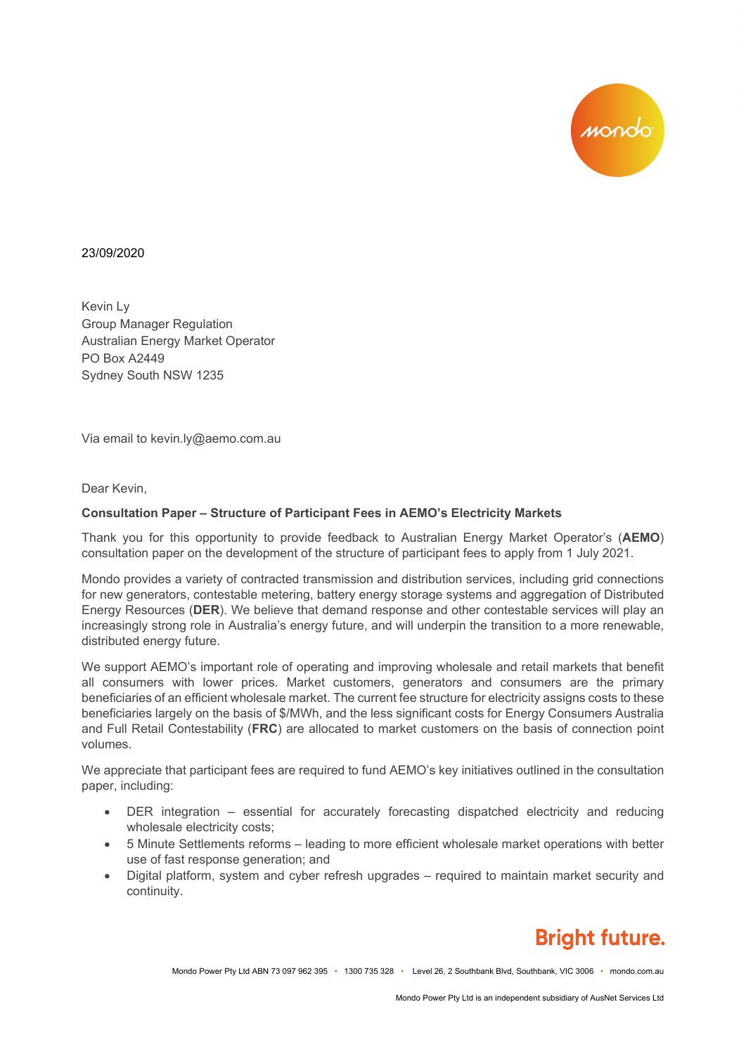23/09/2020

Kevin Ly
Group Manager Regulation
Australian Energy Market Operator
PO Box A2449
Sydney South NSW 1235

Via email to kevin.ly@aemo.com.au

Dear Kevin,

**Consultation Paper – Structure of Participant Fees in AEMO's Electricity Markets**

Thank you for this opportunity to provide feedback to Australian Energy Market Operator's (**AEMO**) consultation paper on the development of the structure of participant fees to apply from 1 July 2021.

Mondo provides a variety of contracted transmission and distribution services, including grid connections for new generators, contestable metering, battery energy storage systems and aggregation of Distributed Energy Resources (**DER**). We believe that demand response and other contestable services will play an increasingly strong role in Australia's energy future, and will underpin the transition to a more renewable, distributed energy future.

We support AEMO's important role of operating and improving wholesale and retail markets that benefit all consumers with lower prices. Market customers, generators and consumers are the primary beneficiaries of an efficient wholesale market. The current fee structure for electricity assigns costs to these beneficiaries largely on the basis of $/MWh, and the less significant costs for Energy Consumers Australia and Full Retail Contestability (**FRC**) are allocated to market customers on the basis of connection point volumes.

We appreciate that participant fees are required to fund AEMO's key initiatives outlined in the consultation paper, including:

- DER integration – essential for accurately forecasting dispatched electricity and reducing wholesale electricity costs;
- 5 Minute Settlements reforms – leading to more efficient wholesale market operations with better use of fast response generation; and
- Digital platform, system and cyber refresh upgrades – required to maintain market security and continuity.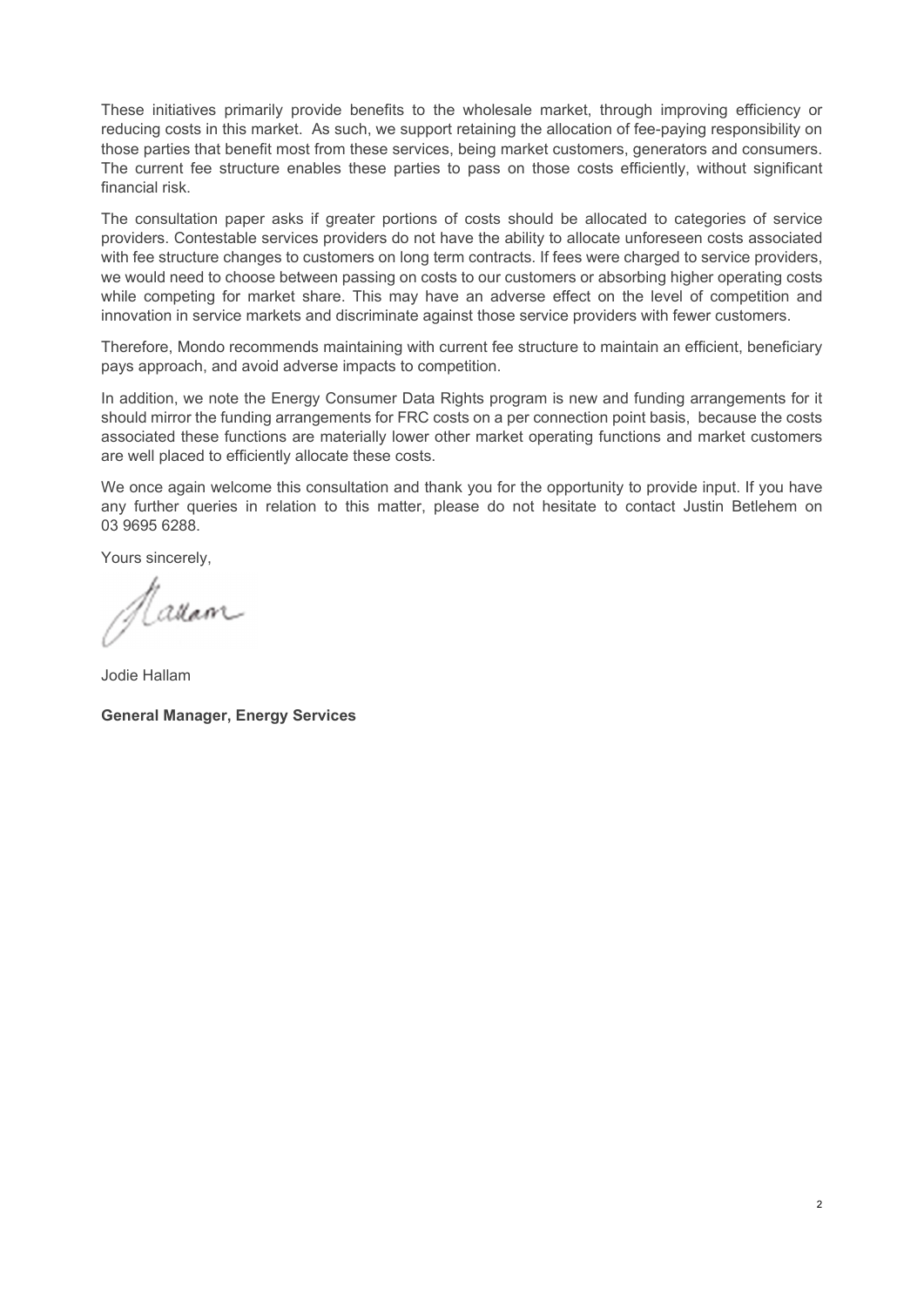These initiatives primarily provide benefits to the wholesale market, through improving efficiency or reducing costs in this market. As such, we support retaining the allocation of fee-paying responsibility on those parties that benefit most from these services, being market customers, generators and consumers. The current fee structure enables these parties to pass on those costs efficiently, without significant financial risk.

The consultation paper asks if greater portions of costs should be allocated to categories of service providers. Contestable services providers do not have the ability to allocate unforeseen costs associated with fee structure changes to customers on long term contracts. If fees were charged to service providers, we would need to choose between passing on costs to our customers or absorbing higher operating costs while competing for market share. This may have an adverse effect on the level of competition and innovation in service markets and discriminate against those service providers with fewer customers.

Therefore, Mondo recommends maintaining with current fee structure to maintain an efficient, beneficiary pays approach, and avoid adverse impacts to competition.

In addition, we note the Energy Consumer Data Rights program is new and funding arrangements for it should mirror the funding arrangements for FRC costs on a per connection point basis, because the costs associated these functions are materially lower other market operating functions and market customers are well placed to efficiently allocate these costs.

We once again welcome this consultation and thank you for the opportunity to provide input. If you have any further queries in relation to this matter, please do not hesitate to contact Justin Betlehem on 03 9695 6288.

Yours sincerely,

Jodie Hallam

**General Manager, Energy Services**